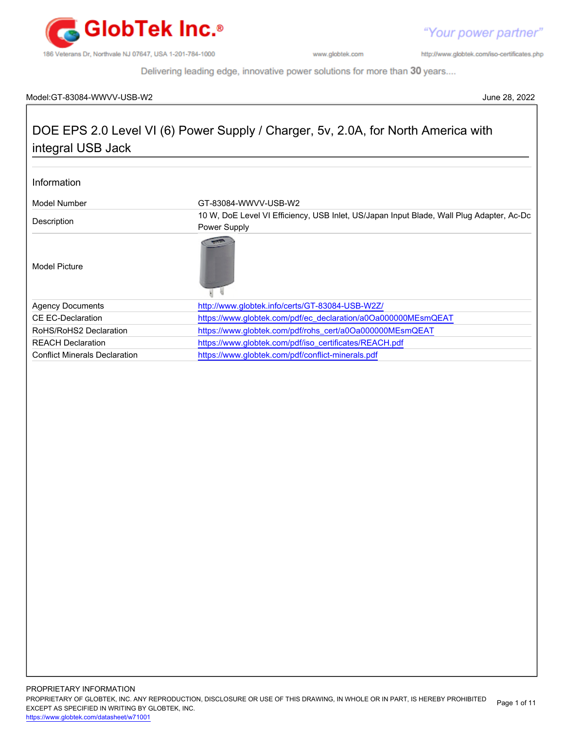Model:GT-83084-WWVV-USB-W2 June 28, 2022

# DOE EPS 2.0 Level VI (6) Power Supply / Charger, 5v, 2.0A, for North America with integral USB Jack

## Information

| | |
|---|---|
| Model Number | GT-83084-WWVV-USB-W2 |
| Description | 10 W, DoE Level VI Efficiency, USB Inlet, US/Japan Input Blade, Wall Plug Adapter, Ac-Dc Power Supply |
| Model Picture | |
| Agency Documents | http://www.globtek.info/certs/GT-83084-USB-W2Z/ |
| CE EC-Declaration | https://www.globtek.com/pdf/ec_declaration/a0Oa000000MEsmQEAT |
| RoHS/RoHS2 Declaration | https://www.globtek.com/pdf/rohs_cert/a0Oa000000MEsmQEAT |
| REACH Declaration | https://www.globtek.com/pdf/iso_certificates/REACH.pdf |
| Conflict Minerals Declaration | https://www.globtek.com/pdf/conflict-minerals.pdf |

PROPRIETARY INFORMATION
PROPRIETARY OF GLOBTEK, INC. ANY REPRODUCTION, DISCLOSURE OR USE OF THIS DRAWING, IN WHOLE OR IN PART, IS HEREBY PROHIBITED EXCEPT AS SPECIFIED IN WRITING BY GLOBTEK, INC.
https://www.globtek.com/datasheet/w71001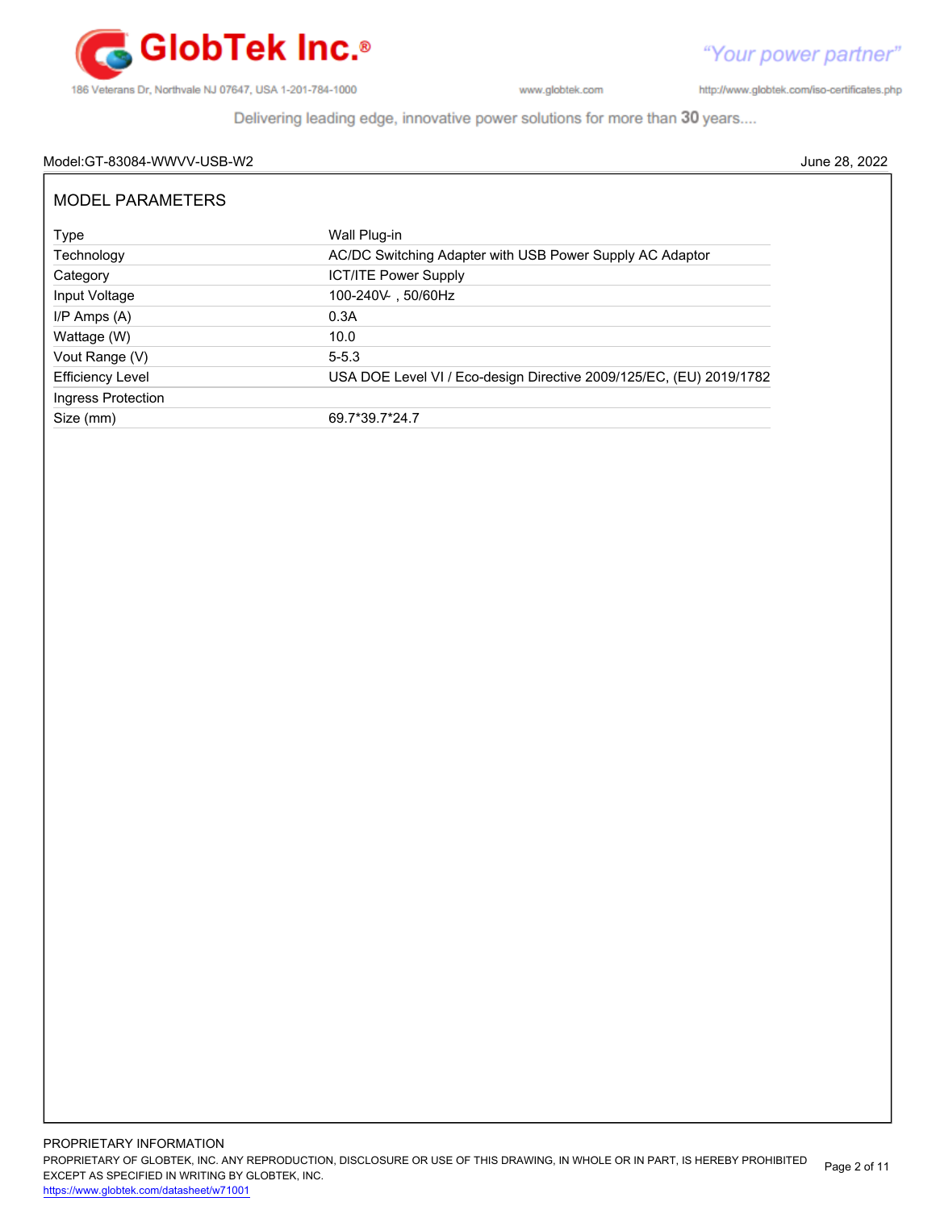Model:GT-83084-WWVV-USB-W2 June 28, 2022

## MODEL PARAMETERS

| | |
|---|---|
| Type | Wall Plug-in |
| Technology | AC/DC Switching Adapter with USB Power Supply AC Adaptor |
| Category | ICT/ITE Power Supply |
| Input Voltage | 100-240V⏦ , 50/60Hz |
| I/P Amps (A) | 0.3A |
| Wattage (W) | 10.0 |
| Vout Range (V) | 5-5.3 |
| Efficiency Level | USA DOE Level VI / Eco-design Directive 2009/125/EC, (EU) 2019/1782 |
| Ingress Protection | |
| Size (mm) | 69.7*39.7*24.7 |

PROPRIETARY INFORMATION
PROPRIETARY OF GLOBTEK, INC. ANY REPRODUCTION, DISCLOSURE OR USE OF THIS DRAWING, IN WHOLE OR IN PART, IS HEREBY PROHIBITED EXCEPT AS SPECIFIED IN WRITING BY GLOBTEK, INC.
https://www.globtek.com/datasheet/w71001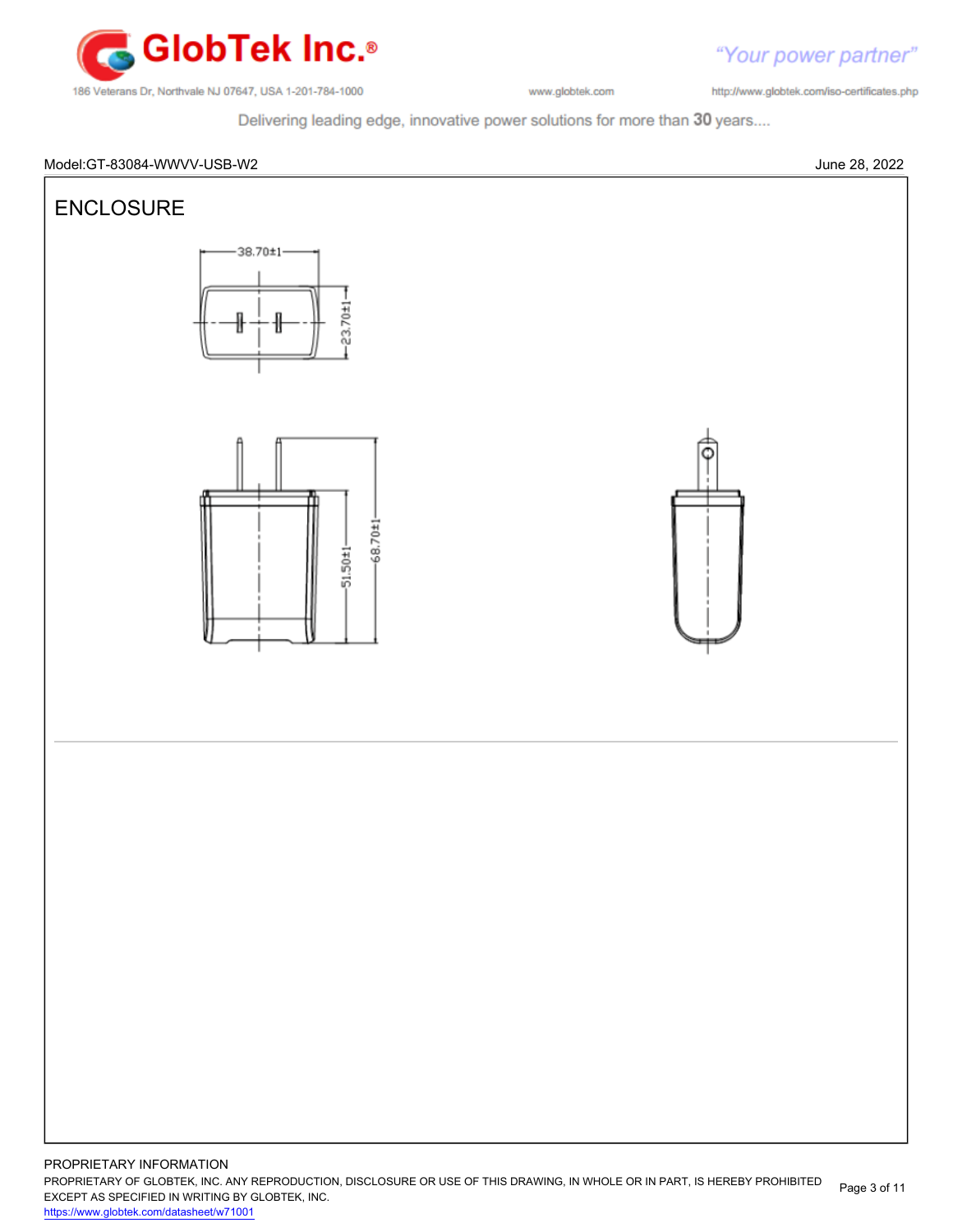Model:GT-83084-WWVV-USB-W2 June 28, 2022

## ENCLOSURE

38.70±1

23.70±1

51.50±1

68.70±1

PROPRIETARY INFORMATION

PROPRIETARY OF GLOBTEK, INC. ANY REPRODUCTION, DISCLOSURE OR USE OF THIS DRAWING, IN WHOLE OR IN PART, IS HEREBY PROHIBITED EXCEPT AS SPECIFIED IN WRITING BY GLOBTEK, INC.

https://www.globtek.com/datasheet/w71001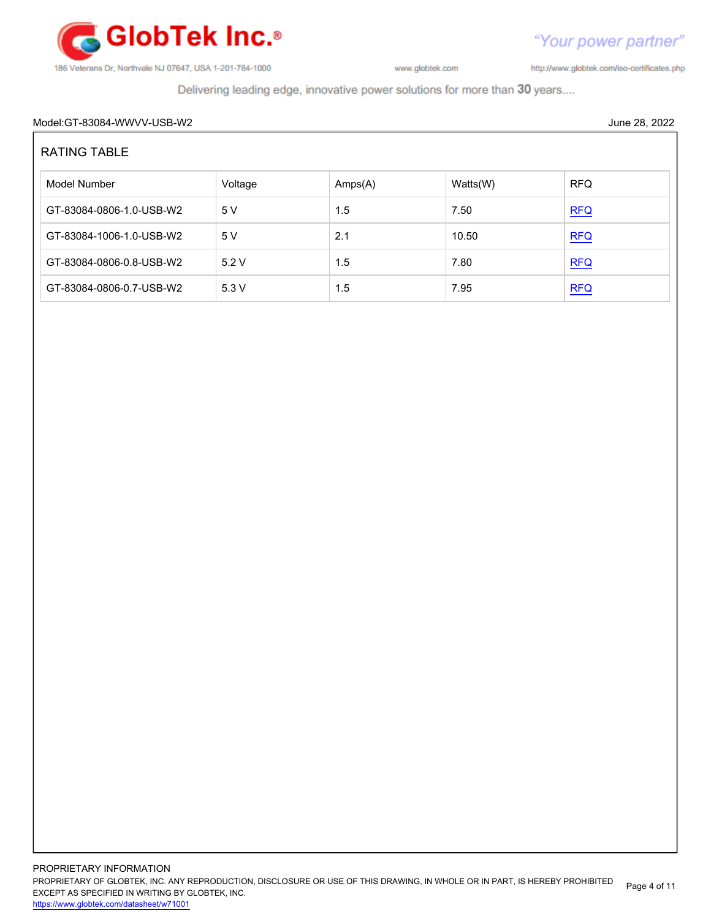Model:GT-83084-WWVV-USB-W2 June 28, 2022

## RATING TABLE

| Model Number | Voltage | Amps(A) | Watts(W) | RFQ |
|---|---|---|---|---|
| GT-83084-0806-1.0-USB-W2 | 5 V | 1.5 | 7.50 | RFQ |
| GT-83084-1006-1.0-USB-W2 | 5 V | 2.1 | 10.50 | RFQ |
| GT-83084-0806-0.8-USB-W2 | 5.2 V | 1.5 | 7.80 | RFQ |
| GT-83084-0806-0.7-USB-W2 | 5.3 V | 1.5 | 7.95 | RFQ |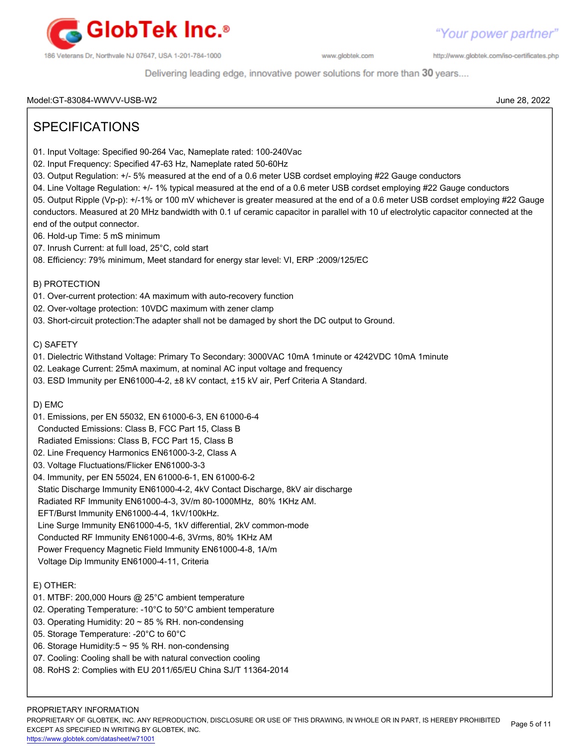Model:GT-83084-WWVV-USB-W2

June 28, 2022

# SPECIFICATIONS

01. Input Voltage: Specified 90-264 Vac, Nameplate rated: 100-240Vac
02. Input Frequency: Specified 47-63 Hz, Nameplate rated 50-60Hz
03. Output Regulation: +/- 5% measured at the end of a 0.6 meter USB cordset employing #22 Gauge conductors
04. Line Voltage Regulation: +/- 1% typical measured at the end of a 0.6 meter USB cordset employing #22 Gauge conductors
05. Output Ripple (Vp-p): +/-1% or 100 mV whichever is greater measured at the end of a 0.6 meter USB cordset employing #22 Gauge conductors. Measured at 20 MHz bandwidth with 0.1 uf ceramic capacitor in parallel with 10 uf electrolytic capacitor connected at the end of the output connector.
06. Hold-up Time: 5 mS minimum
07. Inrush Current: at full load, 25°C, cold start
08. Efficiency: 79% minimum, Meet standard for energy star level: VI, ERP :2009/125/EC

## B) PROTECTION

01. Over-current protection: 4A maximum with auto-recovery function
02. Over-voltage protection: 10VDC maximum with zener clamp
03. Short-circuit protection:The adapter shall not be damaged by short the DC output to Ground.

## C) SAFETY

01. Dielectric Withstand Voltage: Primary To Secondary: 3000VAC 10mA 1minute or 4242VDC 10mA 1minute
02. Leakage Current: 25mA maximum, at nominal AC input voltage and frequency
03. ESD Immunity per EN61000-4-2, ±8 kV contact, ±15 kV air, Perf Criteria A Standard.

## D) EMC

01. Emissions, per EN 55032, EN 61000-6-3, EN 61000-6-4
    - Conducted Emissions: Class B, FCC Part 15, Class B
    - Radiated Emissions: Class B, FCC Part 15, Class B
02. Line Frequency Harmonics EN61000-3-2, Class A
03. Voltage Fluctuations/Flicker EN61000-3-3
04. Immunity, per EN 55024, EN 61000-6-1, EN 61000-6-2
    - Static Discharge Immunity EN61000-4-2, 4kV Contact Discharge, 8kV air discharge
    - Radiated RF Immunity EN61000-4-3, 3V/m 80-1000MHz, 80% 1KHz AM.
    - EFT/Burst Immunity EN61000-4-4, 1kV/100kHz.
    - Line Surge Immunity EN61000-4-5, 1kV differential, 2kV common-mode
    - Conducted RF Immunity EN61000-4-6, 3Vrms, 80% 1KHz AM
    - Power Frequency Magnetic Field Immunity EN61000-4-8, 1A/m
    - Voltage Dip Immunity EN61000-4-11, Criteria

## E) OTHER:

01. MTBF: 200,000 Hours @ 25°C ambient temperature
02. Operating Temperature: -10°C to 50°C ambient temperature
03. Operating Humidity: 20 ~ 85 % RH. non-condensing
05. Storage Temperature: -20°C to 60°C
06. Storage Humidity:5 ~ 95 % RH. non-condensing
07. Cooling: Cooling shall be with natural convection cooling
08. RoHS 2: Complies with EU 2011/65/EU China SJ/T 11364-2014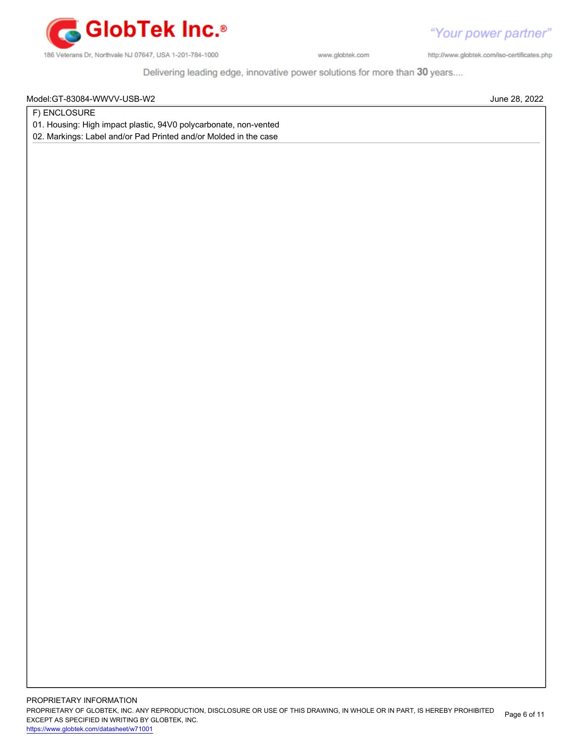Model:GT-83084-WWVV-USB-W2 June 28, 2022

F) ENCLOSURE

01. Housing: High impact plastic, 94V0 polycarbonate, non-vented

02. Markings: Label and/or Pad Printed and/or Molded in the case

PROPRIETARY INFORMATION

PROPRIETARY OF GLOBTEK, INC. ANY REPRODUCTION, DISCLOSURE OR USE OF THIS DRAWING, IN WHOLE OR IN PART, IS HEREBY PROHIBITED EXCEPT AS SPECIFIED IN WRITING BY GLOBTEK, INC.

https://www.globtek.com/datasheet/w71001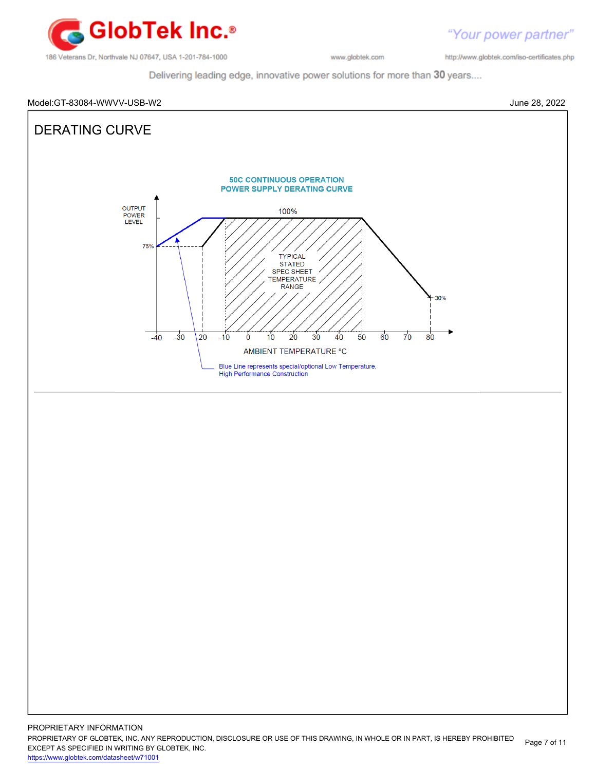Model:GT-83084-WWVV-USB-W2

June 28, 2022

# DERATING CURVE

50C CONTINUOUS OPERATION
POWER SUPPLY DERATING CURVE

OUTPUT POWER LEVEL

100%

75%

30%

TYPICAL STATED SPEC SHEET TEMPERATURE RANGE

-40 -30 -20 -10 0 10 20 30 40 50 60 70 80

AMBIENT TEMPERATURE °C

Blue Line represents special/optional Low Temperature, High Performance Construction

PROPRIETARY INFORMATION

PROPRIETARY OF GLOBTEK, INC. ANY REPRODUCTION, DISCLOSURE OR USE OF THIS DRAWING, IN WHOLE OR IN PART, IS HEREBY PROHIBITED EXCEPT AS SPECIFIED IN WRITING BY GLOBTEK, INC.

https://www.globtek.com/datasheet/w71001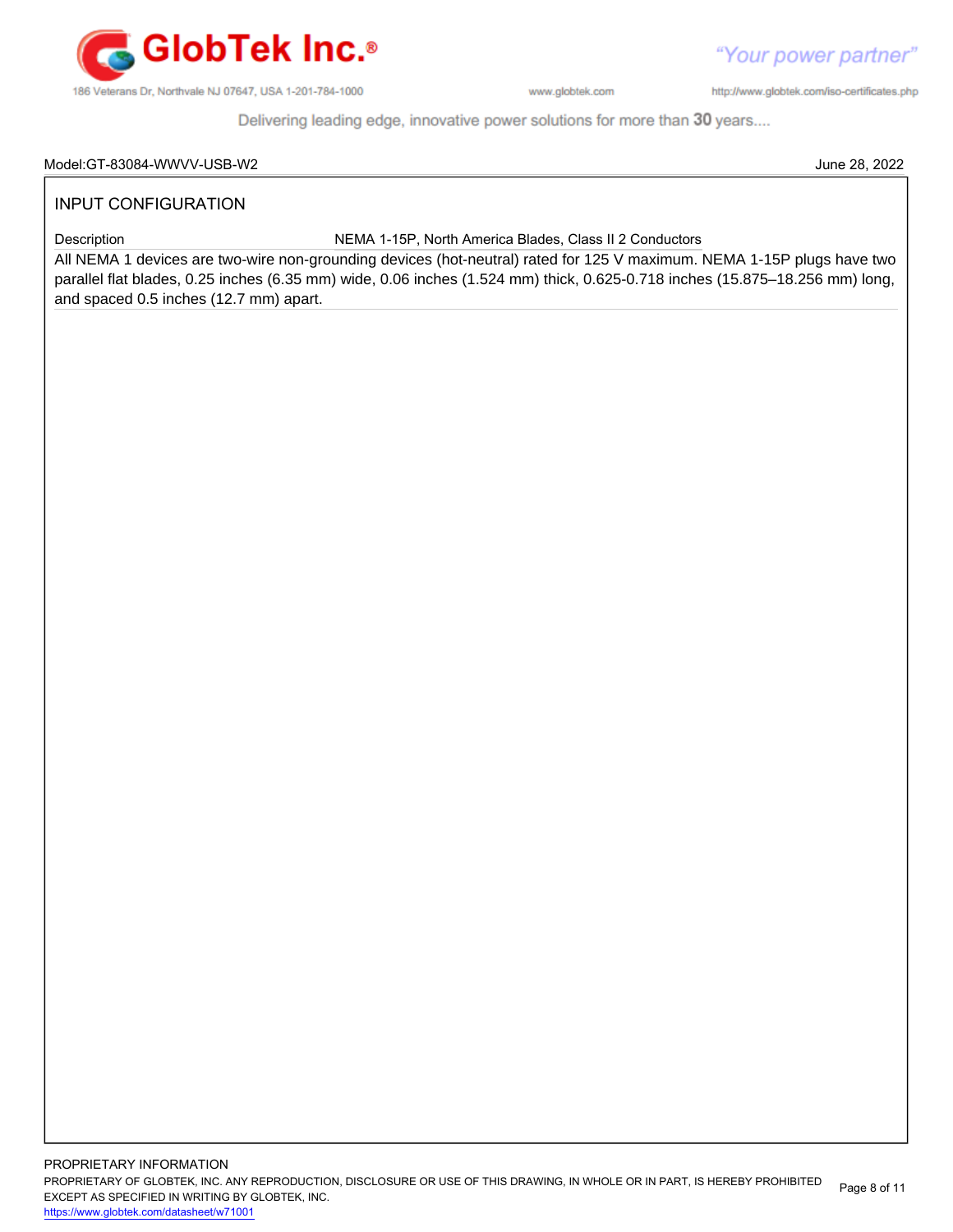Model:GT-83084-WWVV-USB-W2 June 28, 2022

## INPUT CONFIGURATION

| Description | NEMA 1-15P, North America Blades, Class II 2 Conductors |
|---|---|

All NEMA 1 devices are two-wire non-grounding devices (hot-neutral) rated for 125 V maximum. NEMA 1-15P plugs have two parallel flat blades, 0.25 inches (6.35 mm) wide, 0.06 inches (1.524 mm) thick, 0.625-0.718 inches (15.875–18.256 mm) long, and spaced 0.5 inches (12.7 mm) apart.

PROPRIETARY INFORMATION
PROPRIETARY OF GLOBTEK, INC. ANY REPRODUCTION, DISCLOSURE OR USE OF THIS DRAWING, IN WHOLE OR IN PART, IS HEREBY PROHIBITED EXCEPT AS SPECIFIED IN WRITING BY GLOBTEK, INC.
https://www.globtek.com/datasheet/w71001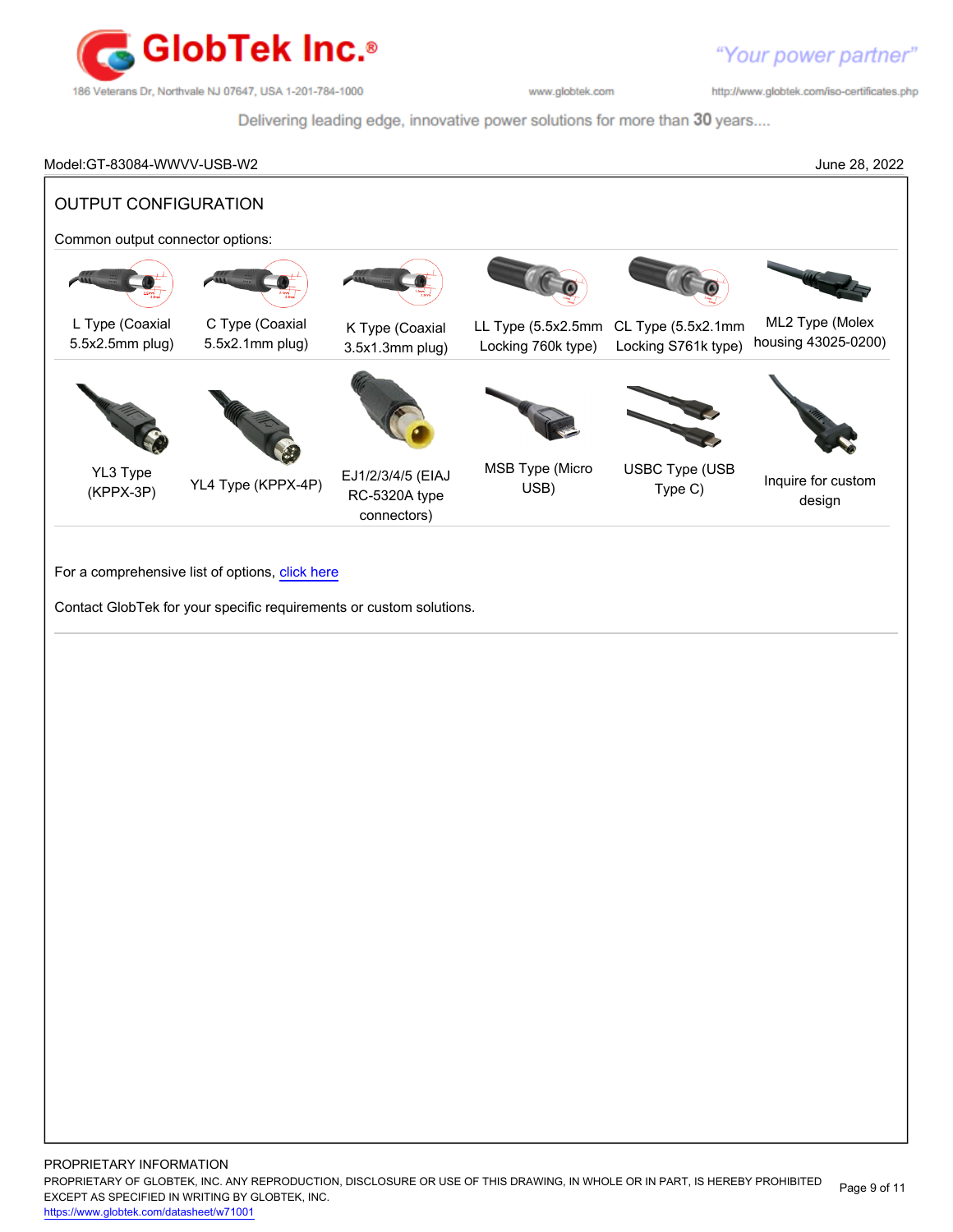Model:GT-83084-WWVV-USB-W2 June 28, 2022

## OUTPUT CONFIGURATION

Common output connector options:

| | | | | | |
|---|---|---|---|---|---|
| L Type (Coaxial 5.5x2.5mm plug) | C Type (Coaxial 5.5x2.1mm plug) | K Type (Coaxial 3.5x1.3mm plug) | LL Type (5.5x2.5mm Locking 760k type) | CL Type (5.5x2.1mm Locking S761k type) | ML2 Type (Molex housing 43025-0200) |
| YL3 Type (KPPX-3P) | YL4 Type (KPPX-4P) | EJ1/2/3/4/5 (EIAJ RC-5320A type connectors) | MSB Type (Micro USB) | USBC Type (USB Type C) | Inquire for custom design |

For a comprehensive list of options, click here

Contact GlobTek for your specific requirements or custom solutions.

PROPRIETARY INFORMATION
PROPRIETARY OF GLOBTEK, INC. ANY REPRODUCTION, DISCLOSURE OR USE OF THIS DRAWING, IN WHOLE OR IN PART, IS HEREBY PROHIBITED EXCEPT AS SPECIFIED IN WRITING BY GLOBTEK, INC.
https://www.globtek.com/datasheet/w71001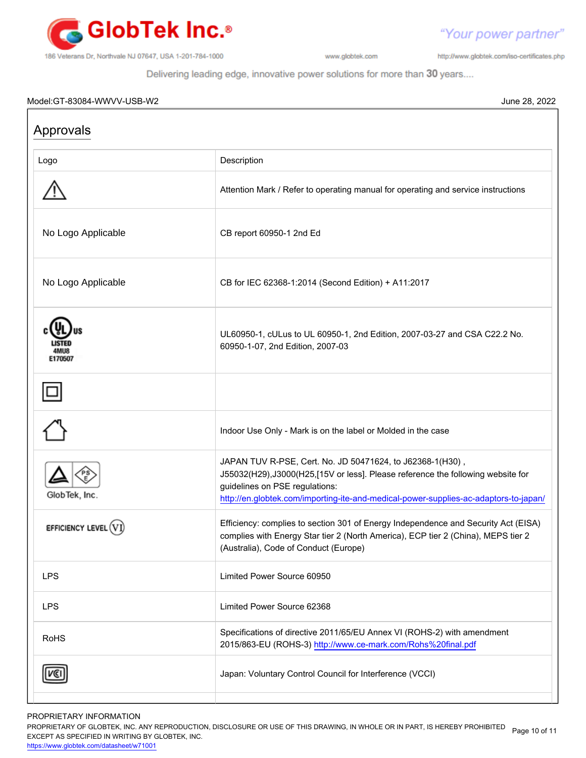Model:GT-83084-WWVV-USB-W2 June 28, 2022

## Approvals

| Logo | Description |
|---|---|
| ⚠ | Attention Mark / Refer to operating manual for operating and service instructions |
| No Logo Applicable | CB report 60950-1 2nd Ed |
| No Logo Applicable | CB for IEC 62368-1:2014 (Second Edition) + A11:2017 |
| c UL us LISTED 4MU8 E170507 | UL60950-1, cULus to UL 60950-1, 2nd Edition, 2007-03-27 and CSA C22.2 No. 60950-1-07, 2nd Edition, 2007-03 |
| | |
| | Indoor Use Only - Mark is on the label or Molded in the case |
| PSE GlobTek, Inc. | JAPAN TUV R-PSE, Cert. No. JD 50471624, to J62368-1(H30) , J55032(H29),J3000(H25,[15V or less]. Please reference the following website for guidelines on PSE regulations: http://en.globtek.com/importing-ite-and-medical-power-supplies-ac-adaptors-to-japan/ |
| EFFICIENCY LEVEL VI | Efficiency: complies to section 301 of Energy Independence and Security Act (EISA) complies with Energy Star tier 2 (North America), ECP tier 2 (China), MEPS tier 2 (Australia), Code of Conduct (Europe) |
| LPS | Limited Power Source 60950 |
| LPS | Limited Power Source 62368 |
| RoHS | Specifications of directive 2011/65/EU Annex VI (ROHS-2) with amendment 2015/863-EU (ROHS-3) http://www.ce-mark.com/Rohs%20final.pdf |
| VCI | Japan: Voluntary Control Council for Interference (VCCI) |

PROPRIETARY INFORMATION
PROPRIETARY OF GLOBTEK, INC. ANY REPRODUCTION, DISCLOSURE OR USE OF THIS DRAWING, IN WHOLE OR IN PART, IS HEREBY PROHIBITED EXCEPT AS SPECIFIED IN WRITING BY GLOBTEK, INC.
https://www.globtek.com/datasheet/w71001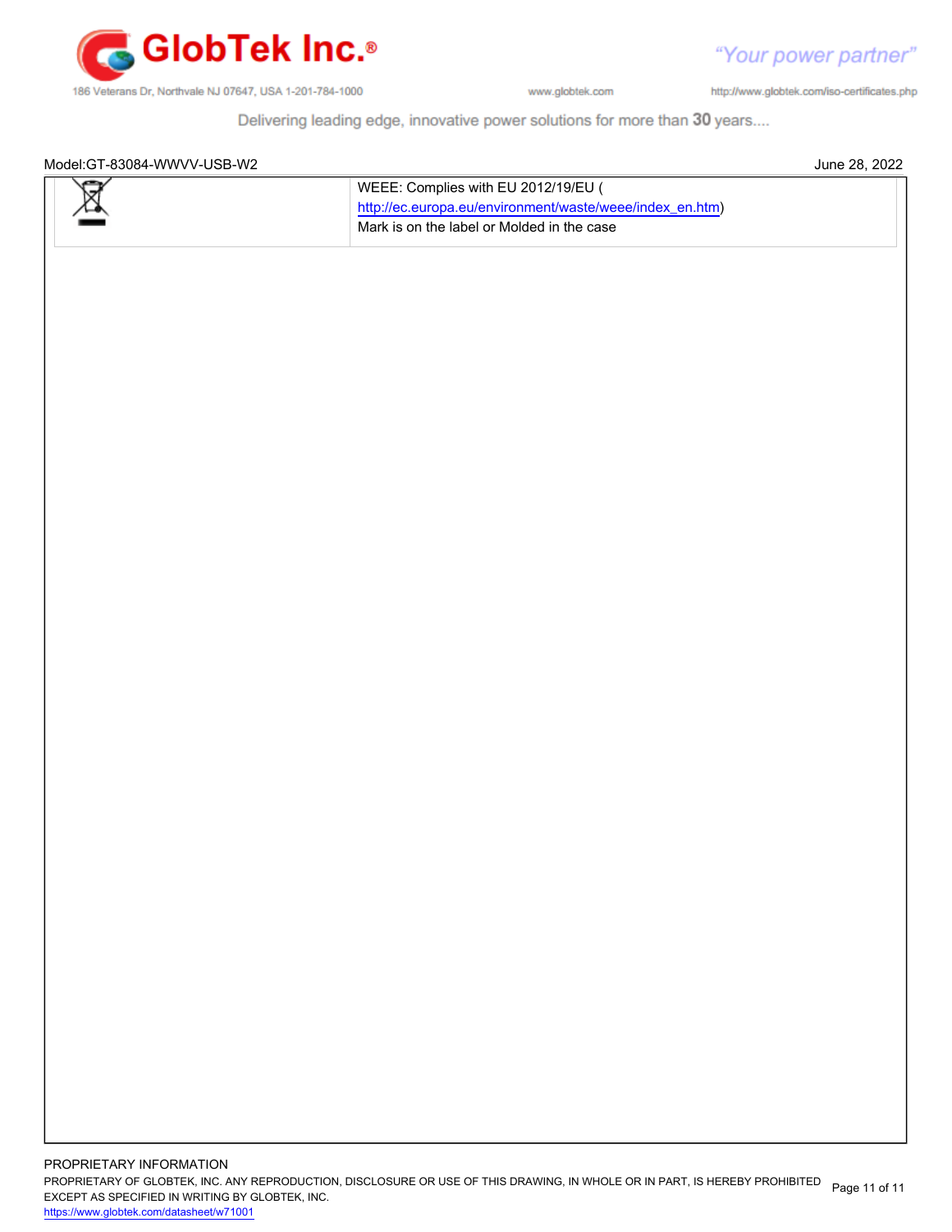| | |
|---|---|
| | WEEE: Complies with EU 2012/19/EU ( http://ec.europa.eu/environment/waste/weee/index_en.htm) Mark is on the label or Molded in the case |